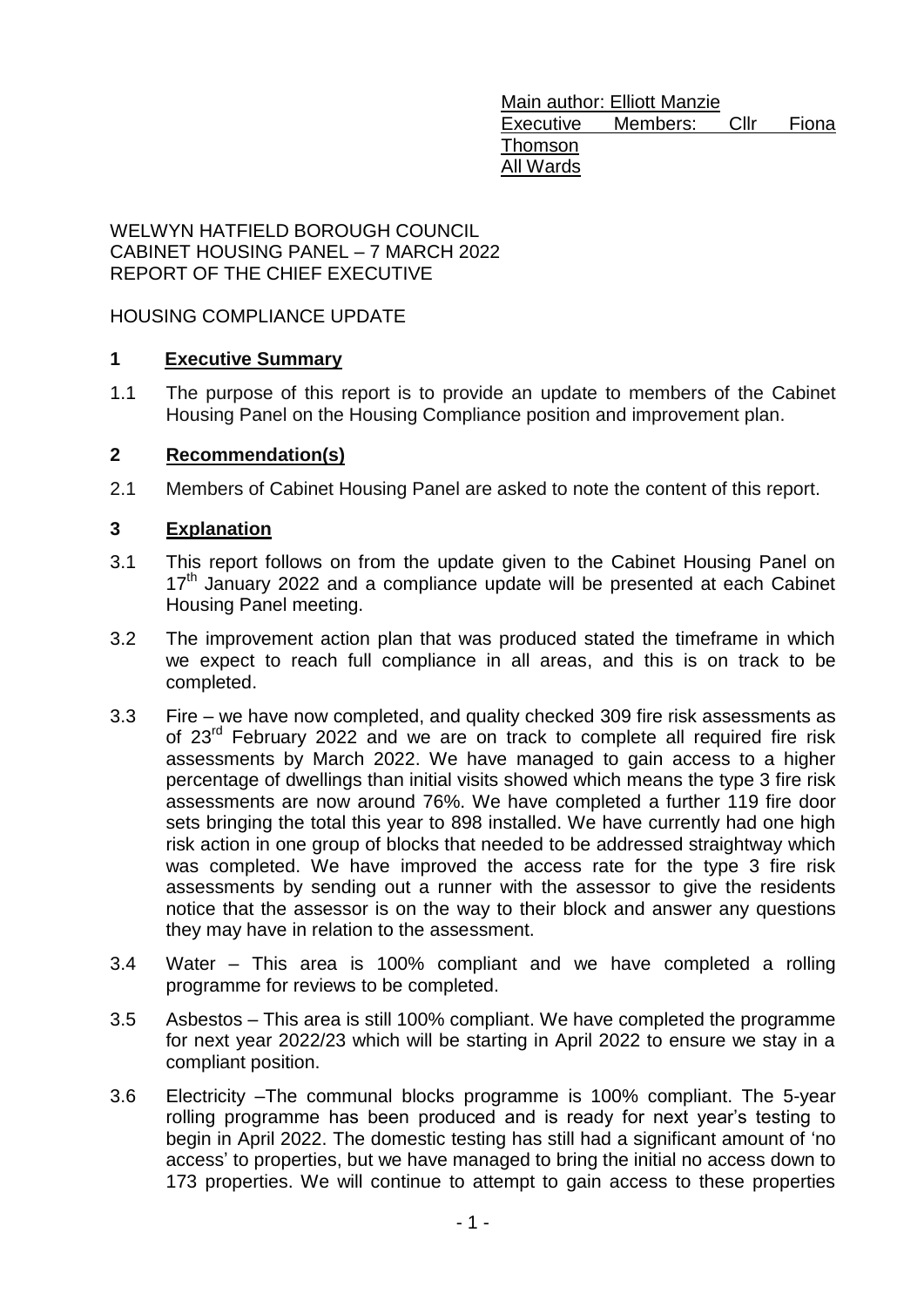Main author: Elliott Manzie
Executive Members: Cllr Fiona Thomson
All Wards

WELWYN HATFIELD BOROUGH COUNCIL
CABINET HOUSING PANEL – 7 MARCH 2022
REPORT OF THE CHIEF EXECUTIVE

HOUSING COMPLIANCE UPDATE

## 1 Executive Summary

1.1 The purpose of this report is to provide an update to members of the Cabinet Housing Panel on the Housing Compliance position and improvement plan.

## 2 Recommendation(s)

2.1 Members of Cabinet Housing Panel are asked to note the content of this report.

## 3 Explanation

3.1 This report follows on from the update given to the Cabinet Housing Panel on 17th January 2022 and a compliance update will be presented at each Cabinet Housing Panel meeting.

3.2 The improvement action plan that was produced stated the timeframe in which we expect to reach full compliance in all areas, and this is on track to be completed.

3.3 Fire – we have now completed, and quality checked 309 fire risk assessments as of 23rd February 2022 and we are on track to complete all required fire risk assessments by March 2022. We have managed to gain access to a higher percentage of dwellings than initial visits showed which means the type 3 fire risk assessments are now around 76%. We have completed a further 119 fire door sets bringing the total this year to 898 installed. We have currently had one high risk action in one group of blocks that needed to be addressed straightway which was completed. We have improved the access rate for the type 3 fire risk assessments by sending out a runner with the assessor to give the residents notice that the assessor is on the way to their block and answer any questions they may have in relation to the assessment.

3.4 Water – This area is 100% compliant and we have completed a rolling programme for reviews to be completed.

3.5 Asbestos – This area is still 100% compliant. We have completed the programme for next year 2022/23 which will be starting in April 2022 to ensure we stay in a compliant position.

3.6 Electricity –The communal blocks programme is 100% compliant. The 5-year rolling programme has been produced and is ready for next year's testing to begin in April 2022. The domestic testing has still had a significant amount of 'no access' to properties, but we have managed to bring the initial no access down to 173 properties. We will continue to attempt to gain access to these properties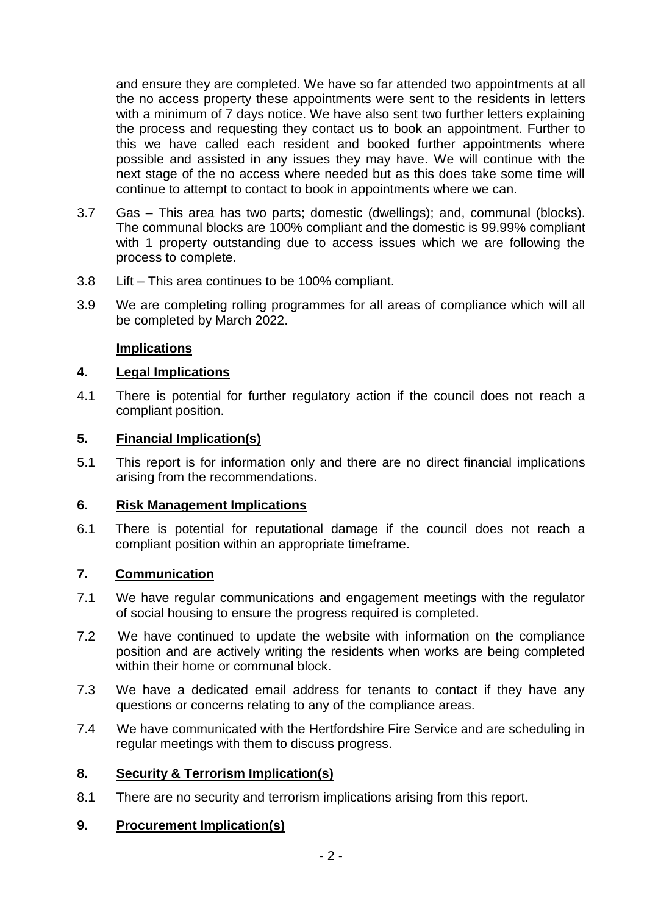and ensure they are completed. We have so far attended two appointments at all the no access property these appointments were sent to the residents in letters with a minimum of 7 days notice. We have also sent two further letters explaining the process and requesting they contact us to book an appointment. Further to this we have called each resident and booked further appointments where possible and assisted in any issues they may have. We will continue with the next stage of the no access where needed but as this does take some time will continue to attempt to contact to book in appointments where we can.

3.7 Gas – This area has two parts; domestic (dwellings); and, communal (blocks). The communal blocks are 100% compliant and the domestic is 99.99% compliant with 1 property outstanding due to access issues which we are following the process to complete.

3.8 Lift – This area continues to be 100% compliant.

3.9 We are completing rolling programmes for all areas of compliance which will all be completed by March 2022.

**Implications**

## 4. Legal Implications

4.1 There is potential for further regulatory action if the council does not reach a compliant position.

## 5. Financial Implication(s)

5.1 This report is for information only and there are no direct financial implications arising from the recommendations.

## 6. Risk Management Implications

6.1 There is potential for reputational damage if the council does not reach a compliant position within an appropriate timeframe.

## 7. Communication

7.1 We have regular communications and engagement meetings with the regulator of social housing to ensure the progress required is completed.

7.2 We have continued to update the website with information on the compliance position and are actively writing the residents when works are being completed within their home or communal block.

7.3 We have a dedicated email address for tenants to contact if they have any questions or concerns relating to any of the compliance areas.

7.4 We have communicated with the Hertfordshire Fire Service and are scheduling in regular meetings with them to discuss progress.

## 8. Security & Terrorism Implication(s)

8.1 There are no security and terrorism implications arising from this report.

## 9. Procurement Implication(s)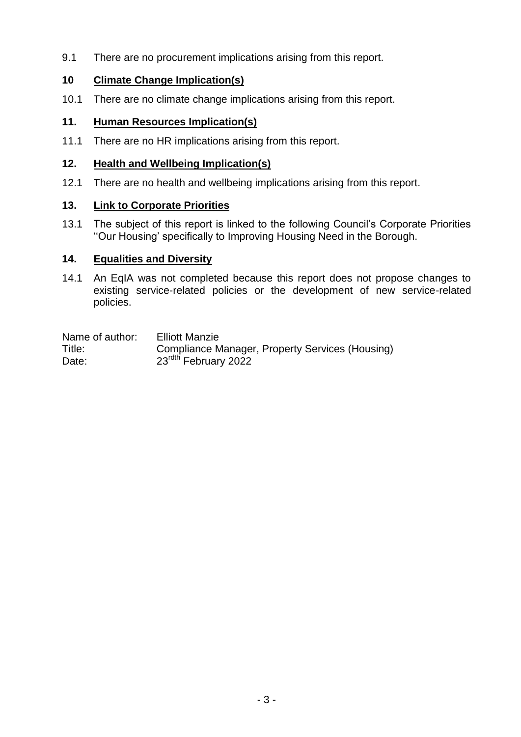9.1 There are no procurement implications arising from this report.

## 10 Climate Change Implication(s)

10.1 There are no climate change implications arising from this report.

## 11. Human Resources Implication(s)

11.1 There are no HR implications arising from this report.

## 12. Health and Wellbeing Implication(s)

12.1 There are no health and wellbeing implications arising from this report.

## 13. Link to Corporate Priorities

13.1 The subject of this report is linked to the following Council's Corporate Priorities ''Our Housing' specifically to Improving Housing Need in the Borough.

## 14. Equalities and Diversity

14.1 An EqIA was not completed because this report does not propose changes to existing service-related policies or the development of new service-related policies.

Name of author: Elliott Manzie
Title: Compliance Manager, Property Services (Housing)
Date: 23rdth February 2022